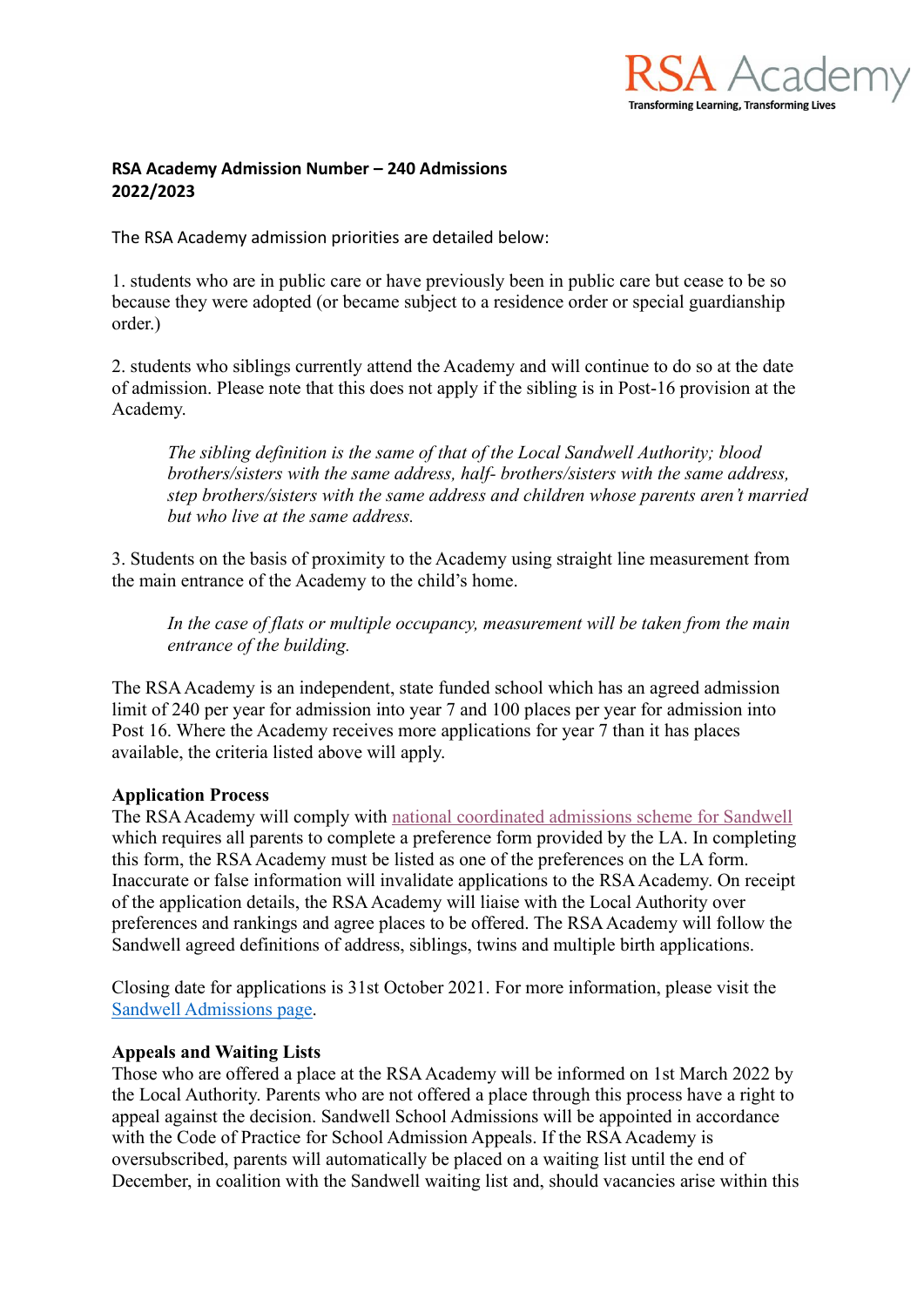**RSA Academy Admission Number – 240 Admissions 2022/2023**

The RSA Academy admission priorities are detailed below:

1. students who are in public care or have previously been in public care but cease to be so because they were adopted (or became subject to a residence order or special guardianship order.)

2. students who siblings currently attend the Academy and will continue to do so at the date of admission. Please note that this does not apply if the sibling is in Post-16 provision at the Academy.

> *The sibling definition is the same of that of the Local Sandwell Authority; blood brothers/sisters with the same address, half- brothers/sisters with the same address, step brothers/sisters with the same address and children whose parents aren't married but who live at the same address.*

3. Students on the basis of proximity to the Academy using straight line measurement from the main entrance of the Academy to the child's home.

> *In the case of flats or multiple occupancy, measurement will be taken from the main entrance of the building.*

The RSA Academy is an independent, state funded school which has an agreed admission limit of 240 per year for admission into year 7 and 100 places per year for admission into Post 16. Where the Academy receives more applications for year 7 than it has places available, the criteria listed above will apply.

**Application Process**
The RSA Academy will comply with national coordinated admissions scheme for Sandwell which requires all parents to complete a preference form provided by the LA. In completing this form, the RSA Academy must be listed as one of the preferences on the LA form. Inaccurate or false information will invalidate applications to the RSA Academy. On receipt of the application details, the RSA Academy will liaise with the Local Authority over preferences and rankings and agree places to be offered. The RSA Academy will follow the Sandwell agreed definitions of address, siblings, twins and multiple birth applications.

Closing date for applications is 31st October 2021. For more information, please visit the Sandwell Admissions page.

**Appeals and Waiting Lists**
Those who are offered a place at the RSA Academy will be informed on 1st March 2022 by the Local Authority. Parents who are not offered a place through this process have a right to appeal against the decision. Sandwell School Admissions will be appointed in accordance with the Code of Practice for School Admission Appeals. If the RSA Academy is oversubscribed, parents will automatically be placed on a waiting list until the end of December, in coalition with the Sandwell waiting list and, should vacancies arise within this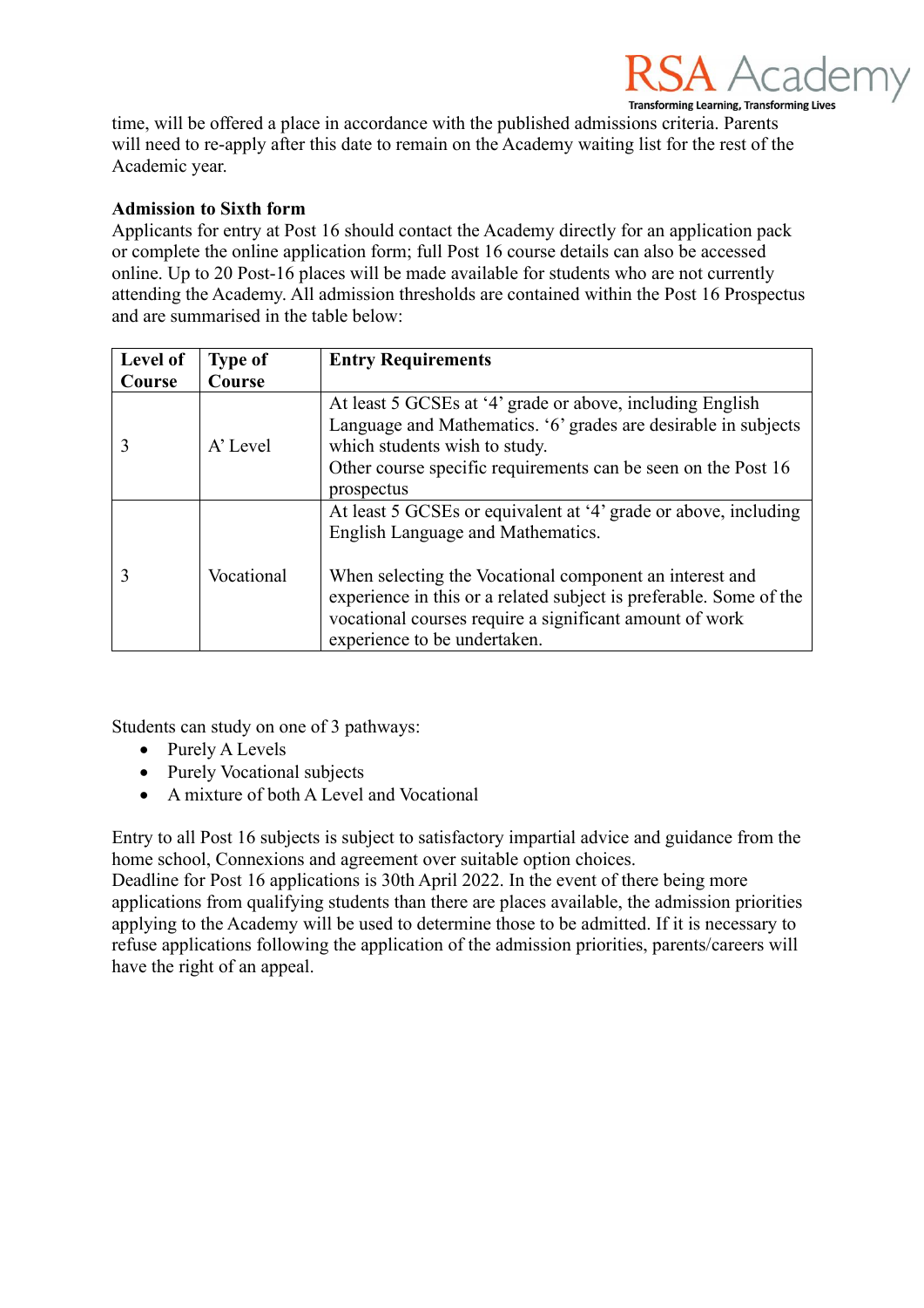time, will be offered a place in accordance with the published admissions criteria. Parents will need to re-apply after this date to remain on the Academy waiting list for the rest of the Academic year.

**Admission to Sixth form**

Applicants for entry at Post 16 should contact the Academy directly for an application pack or complete the online application form; full Post 16 course details can also be accessed online. Up to 20 Post-16 places will be made available for students who are not currently attending the Academy. All admission thresholds are contained within the Post 16 Prospectus and are summarised in the table below:

| Level of Course | Type of Course | Entry Requirements |
|---|---|---|
| 3 | A' Level | At least 5 GCSEs at '4' grade or above, including English Language and Mathematics. '6' grades are desirable in subjects which students wish to study.<br>Other course specific requirements can be seen on the Post 16 prospectus |
| 3 | Vocational | At least 5 GCSEs or equivalent at '4' grade or above, including English Language and Mathematics.<br><br>When selecting the Vocational component an interest and experience in this or a related subject is preferable. Some of the vocational courses require a significant amount of work experience to be undertaken. |

Students can study on one of 3 pathways:

- Purely A Levels
- Purely Vocational subjects
- A mixture of both A Level and Vocational

Entry to all Post 16 subjects is subject to satisfactory impartial advice and guidance from the home school, Connexions and agreement over suitable option choices.
Deadline for Post 16 applications is 30th April 2022. In the event of there being more applications from qualifying students than there are places available, the admission priorities applying to the Academy will be used to determine those to be admitted. If it is necessary to refuse applications following the application of the admission priorities, parents/careers will have the right of an appeal.